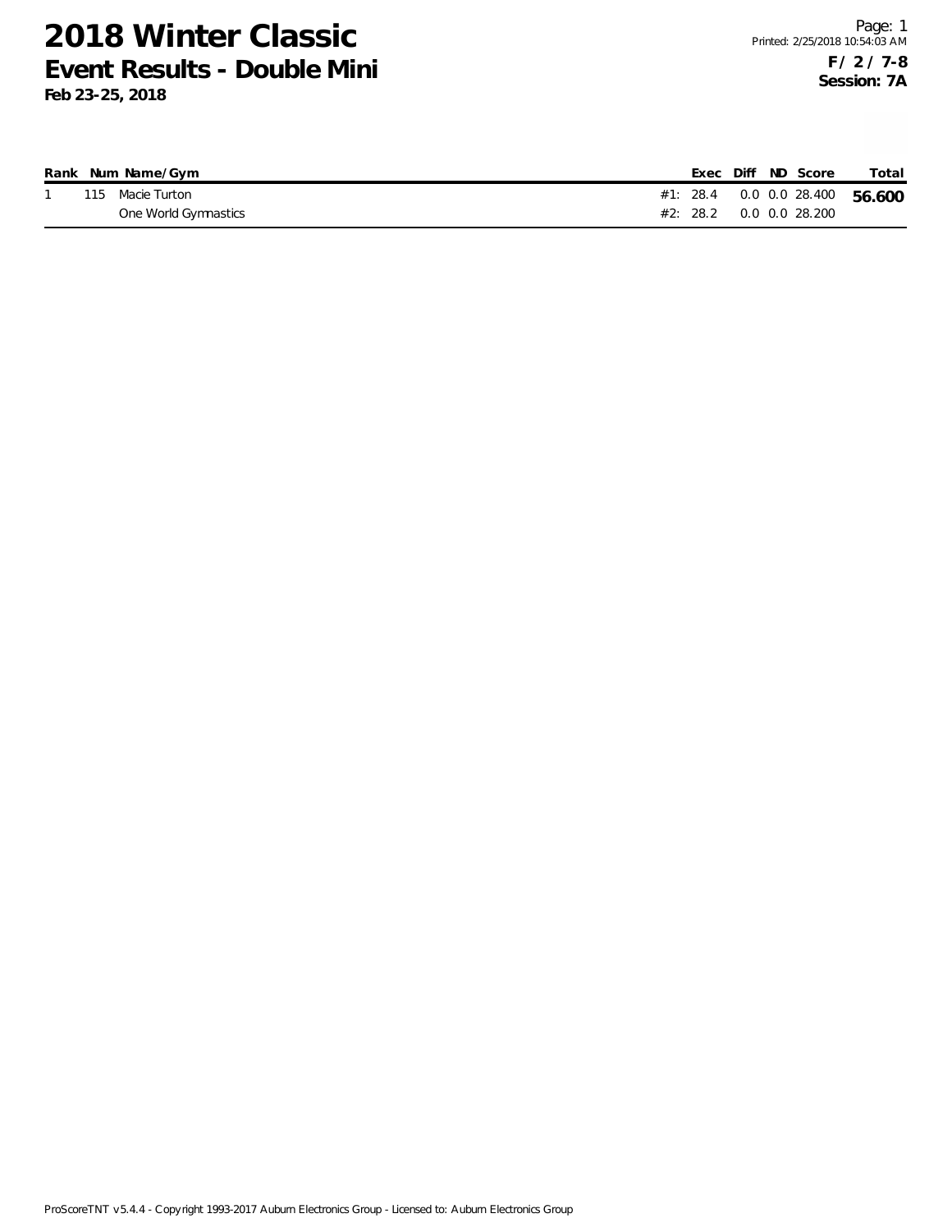# 2018 Winter Classic
## Event Results - Double Mini
**Feb 23-25, 2018**

Printed: 2/25/2018 10:54:03 AM

**F / 2 / 7-8**
**Session: 7A**

| Rank | Num | Name/Gym | | Exec | Diff | ND | Score | Total |
|---|---|---|---|---|---|---|---|---|
| 1 | 115 | Macie Turton | #1: | 28.4 | 0.0 | 0.0 | 28.400 | **56.600** |
| | | One World Gymnastics | #2: | 28.2 | 0.0 | 0.0 | 28.200 | |

ProScoreTNT v5.4.4 - Copyright 1993-2017 Auburn Electronics Group - Licensed to: Auburn Electronics Group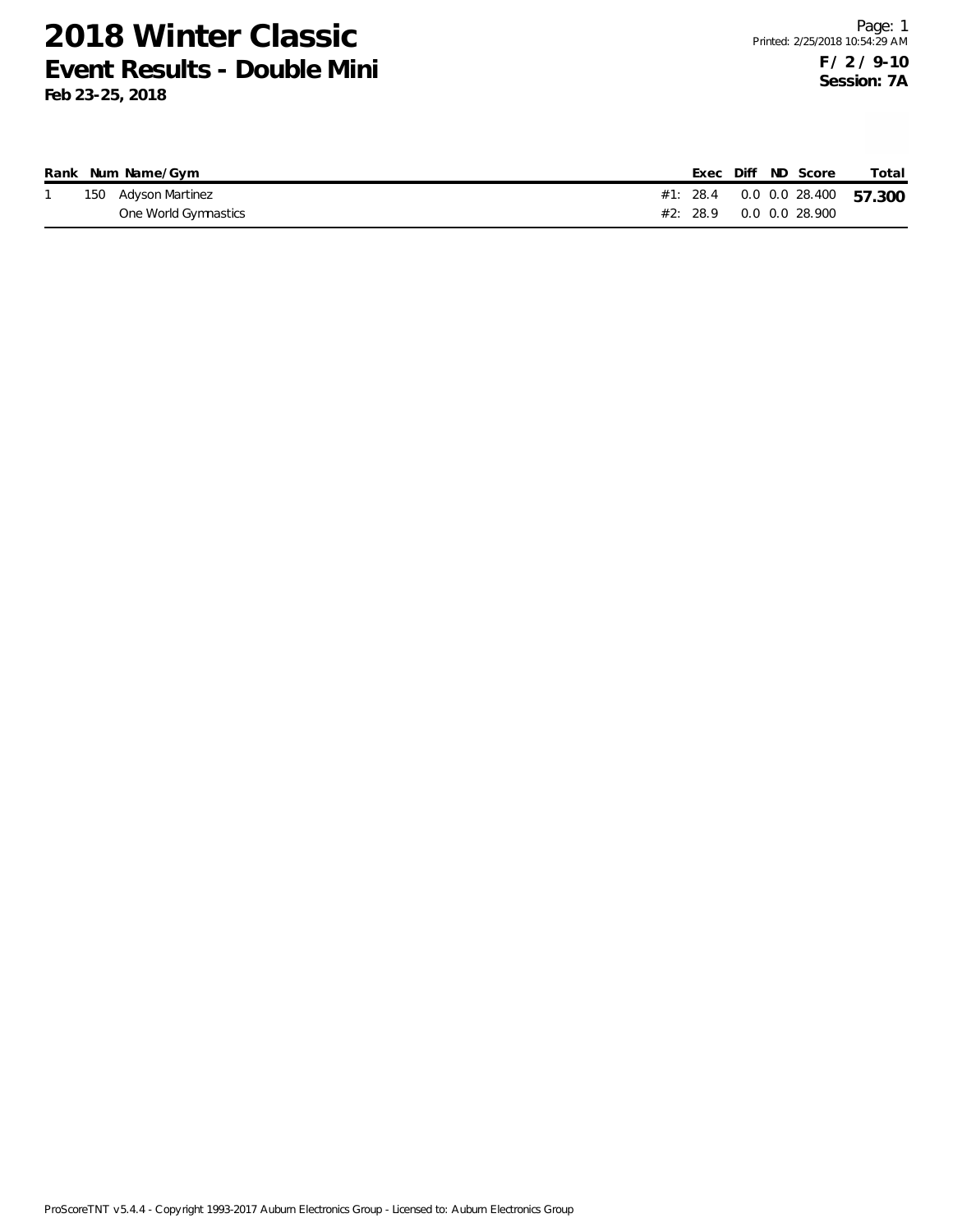# 2018 Winter Classic

## Event Results - Double Mini

**Feb 23-25, 2018**

**F / 2 / 9-10**
**Session: 7A**

| Rank | Num | Name/Gym | | Exec | Diff | ND | Score | Total |
|---|---|---|---|---|---|---|---|---|
| 1 | 150 | Adyson Martinez | #1: | 28.4 | 0.0 | 0.0 | 28.400 | **57.300** |
| | | One World Gymnastics | #2: | 28.9 | 0.0 | 0.0 | 28.900 | |

ProScoreTNT v5.4.4 - Copyright 1993-2017 Auburn Electronics Group - Licensed to: Auburn Electronics Group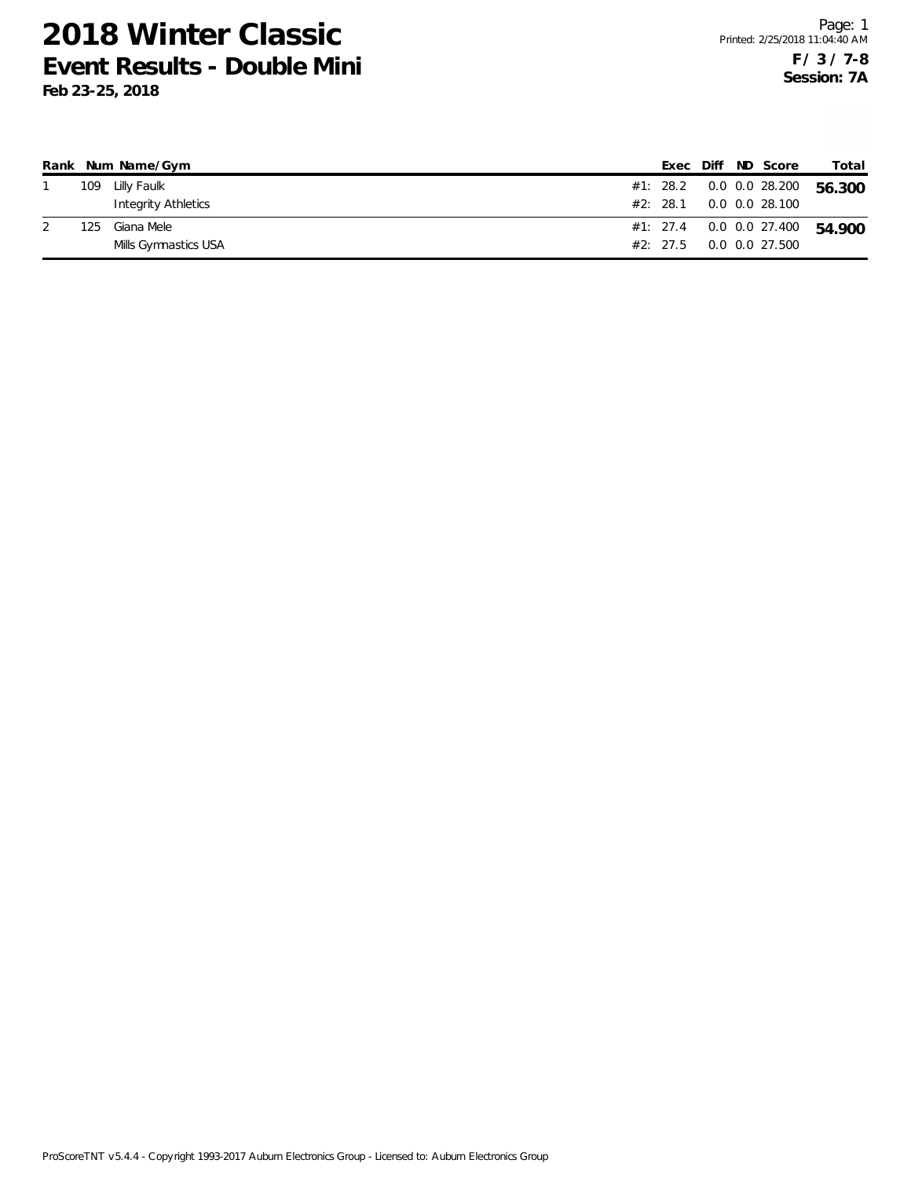# 2018 Winter Classic

## Event Results - Double Mini

**Feb 23-25, 2018**

Page: 1
Printed: 2/25/2018 11:04:40 AM

**F / 3 / 7-8**
**Session: 7A**

| Rank | Num | Name/Gym | | Exec | Diff | ND | Score | Total |
|---|---|---|---|---|---|---|---|---|
| 1 | 109 | Lilly Faulk | #1: | 28.2 | 0.0 | 0.0 | 28.200 | **56.300** |
| | | Integrity Athletics | #2: | 28.1 | 0.0 | 0.0 | 28.100 | |
| 2 | 125 | Giana Mele | #1: | 27.4 | 0.0 | 0.0 | 27.400 | **54.900** |
| | | Mills Gymnastics USA | #2: | 27.5 | 0.0 | 0.0 | 27.500 | |

ProScoreTNT v5.4.4 - Copyright 1993-2017 Auburn Electronics Group - Licensed to: Auburn Electronics Group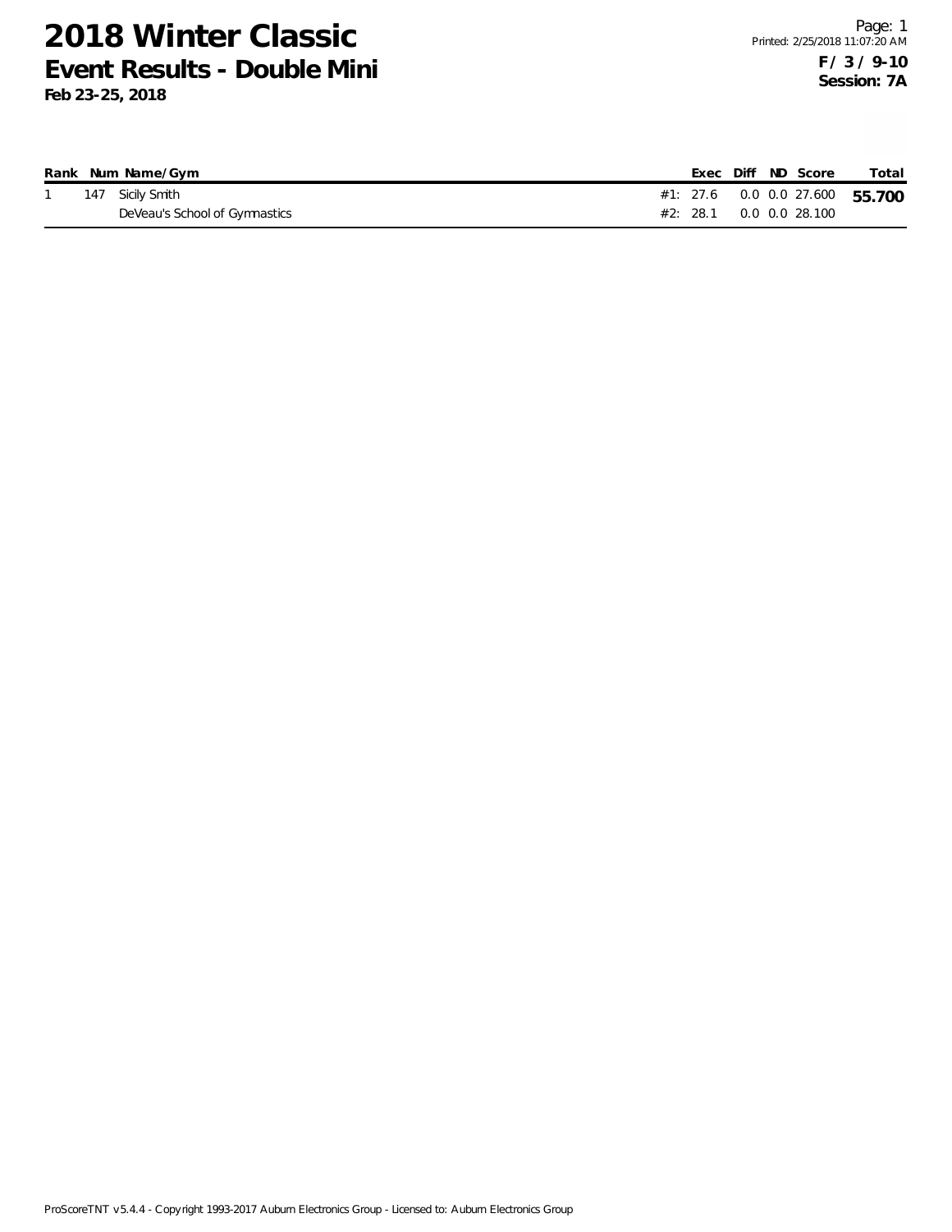# 2018 Winter Classic

## Event Results - Double Mini

**Feb 23-25, 2018**

Printed: 2/25/2018 11:07:20 AM

**F / 3 / 9-10**
**Session: 7A**

| Rank | Num | Name/Gym | | Exec | Diff | ND | Score | Total |
|---|---|---|---|---|---|---|---|---|
| 1 | 147 | Sicily Smith | #1: | 27.6 | 0.0 | 0.0 | 27.600 | **55.700** |
| | | DeVeau's School of Gymnastics | #2: | 28.1 | 0.0 | 0.0 | 28.100 | |

ProScoreTNT v5.4.4 - Copyright 1993-2017 Auburn Electronics Group - Licensed to: Auburn Electronics Group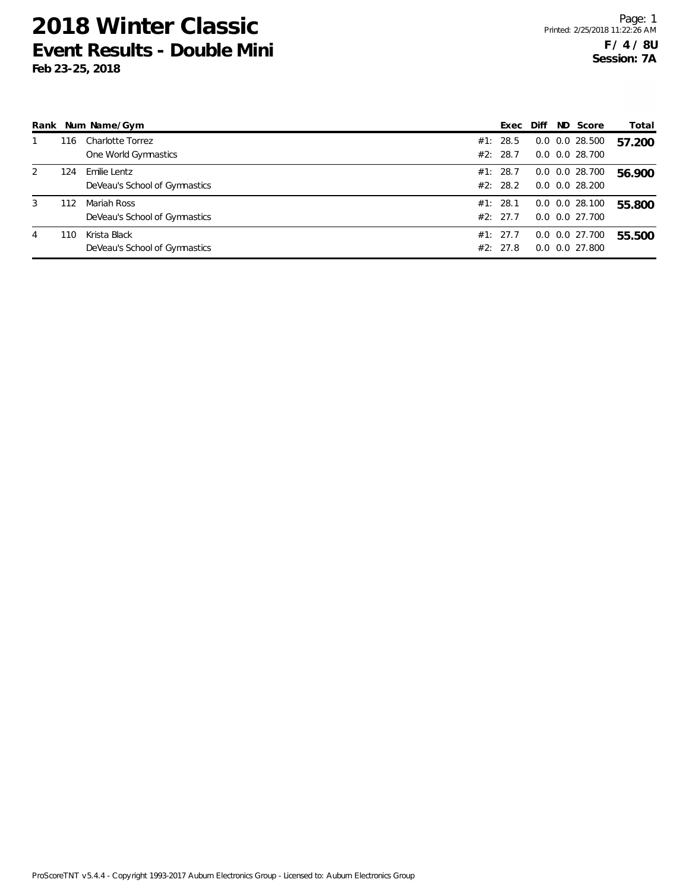# 2018 Winter Classic

## Event Results - Double Mini

**Feb 23-25, 2018**

**F / 4 / 8U**
**Session: 7A**

| Rank | Num | Name/Gym | | Exec | Diff | ND | Score | Total |
|---|---|---|---|---|---|---|---|---|
| 1 | 116 | Charlotte Torrez | #1: | 28.5 | 0.0 | 0.0 | 28.500 | **57.200** |
| | | One World Gymnastics | #2: | 28.7 | 0.0 | 0.0 | 28.700 | |
| 2 | 124 | Emilie Lentz | #1: | 28.7 | 0.0 | 0.0 | 28.700 | **56.900** |
| | | DeVeau's School of Gymnastics | #2: | 28.2 | 0.0 | 0.0 | 28.200 | |
| 3 | 112 | Mariah Ross | #1: | 28.1 | 0.0 | 0.0 | 28.100 | **55.800** |
| | | DeVeau's School of Gymnastics | #2: | 27.7 | 0.0 | 0.0 | 27.700 | |
| 4 | 110 | Krista Black | #1: | 27.7 | 0.0 | 0.0 | 27.700 | **55.500** |
| | | DeVeau's School of Gymnastics | #2: | 27.8 | 0.0 | 0.0 | 27.800 | |

ProScoreTNT v5.4.4 - Copyright 1993-2017 Auburn Electronics Group - Licensed to: Auburn Electronics Group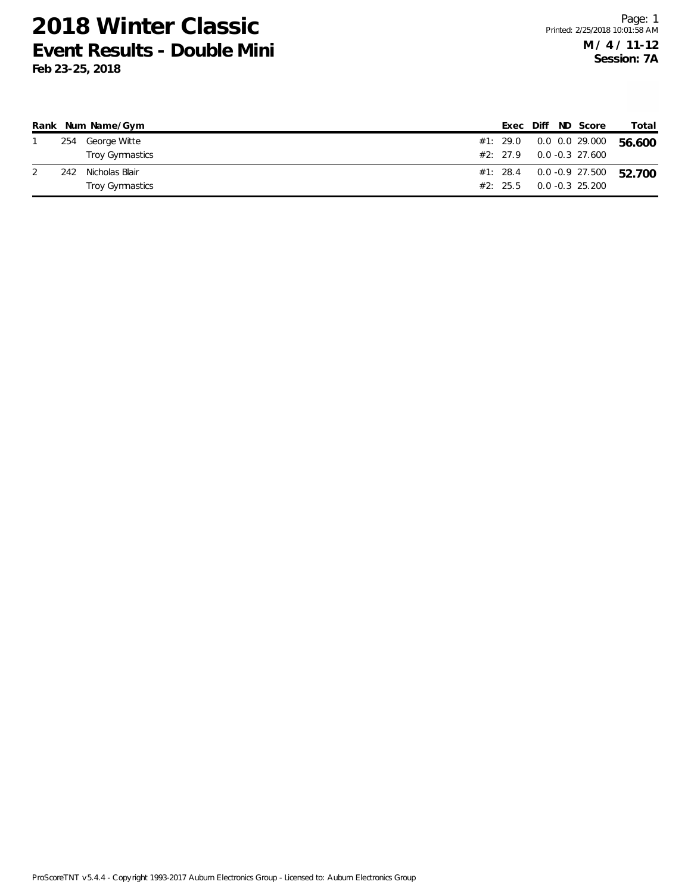# 2018 Winter Classic

## Event Results - Double Mini

**Feb 23-25, 2018**

**M / 4 / 11-12**
**Session: 7A**

| Rank | Num | Name/Gym | | Exec | Diff | ND | Score | Total |
|---|---|---|---|---|---|---|---|---|
| 1 | 254 | George Witte | #1: | 29.0 | 0.0 | 0.0 | 29.000 | **56.600** |
| | | Troy Gymnastics | #2: | 27.9 | 0.0 | -0.3 | 27.600 | |
| 2 | 242 | Nicholas Blair | #1: | 28.4 | 0.0 | -0.9 | 27.500 | **52.700** |
| | | Troy Gymnastics | #2: | 25.5 | 0.0 | -0.3 | 25.200 | |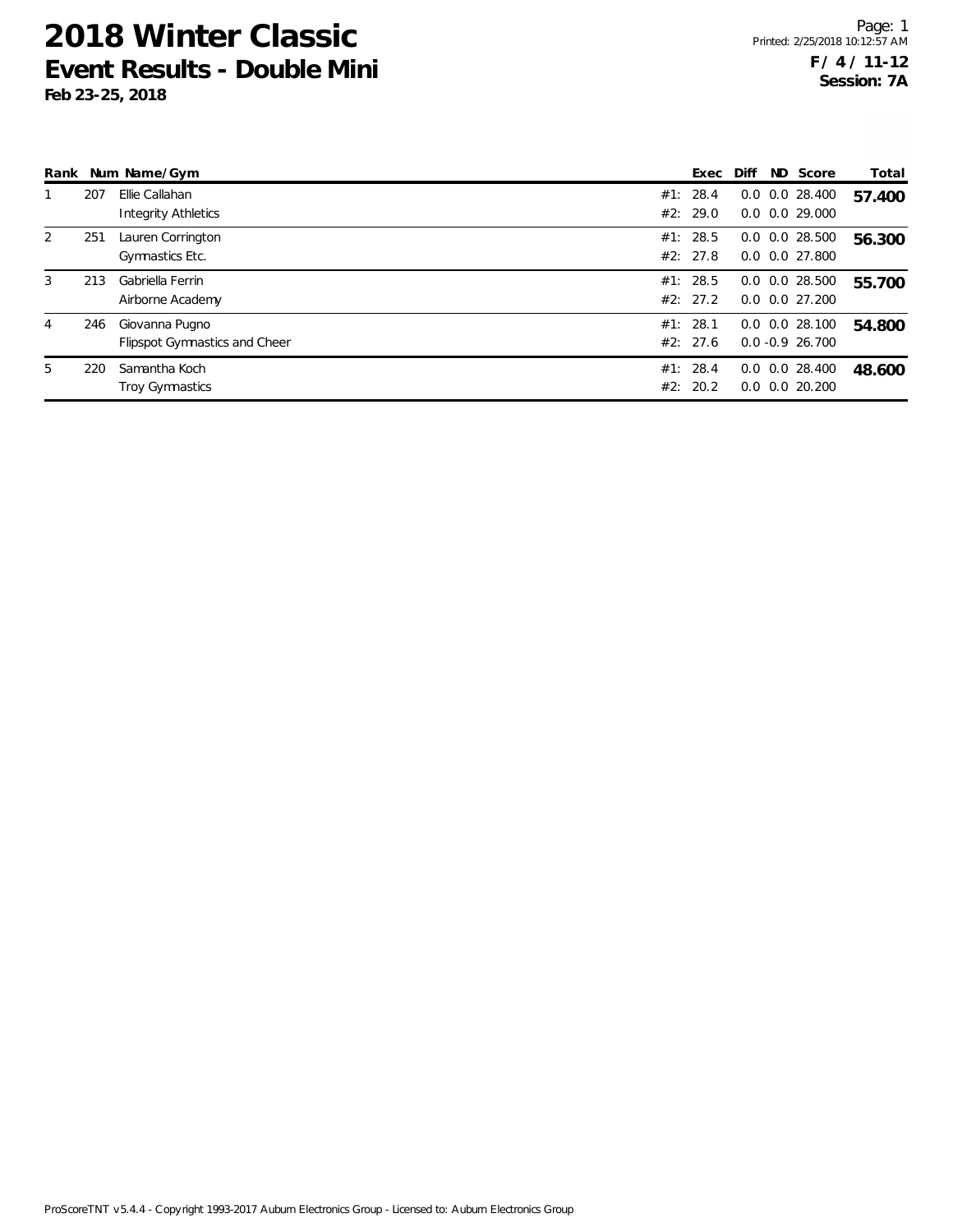# 2018 Winter Classic

## Event Results - Double Mini

**Feb 23-25, 2018**

**F / 4 / 11-12**
**Session: 7A**

| Rank | Num | Name/Gym | | Exec | Diff | ND | Score | Total |
|---|---|---|---|---|---|---|---|---|
| 1 | 207 | Ellie Callahan | #1: | 28.4 | 0.0 | 0.0 | 28.400 | **57.400** |
| | | Integrity Athletics | #2: | 29.0 | 0.0 | 0.0 | 29.000 | |
| 2 | 251 | Lauren Corrington | #1: | 28.5 | 0.0 | 0.0 | 28.500 | **56.300** |
| | | Gymnastics Etc. | #2: | 27.8 | 0.0 | 0.0 | 27.800 | |
| 3 | 213 | Gabriella Ferrin | #1: | 28.5 | 0.0 | 0.0 | 28.500 | **55.700** |
| | | Airborne Academy | #2: | 27.2 | 0.0 | 0.0 | 27.200 | |
| 4 | 246 | Giovanna Pugno | #1: | 28.1 | 0.0 | 0.0 | 28.100 | **54.800** |
| | | Flipspot Gymnastics and Cheer | #2: | 27.6 | 0.0 | -0.9 | 26.700 | |
| 5 | 220 | Samantha Koch | #1: | 28.4 | 0.0 | 0.0 | 28.400 | **48.600** |
| | | Troy Gymnastics | #2: | 20.2 | 0.0 | 0.0 | 20.200 | |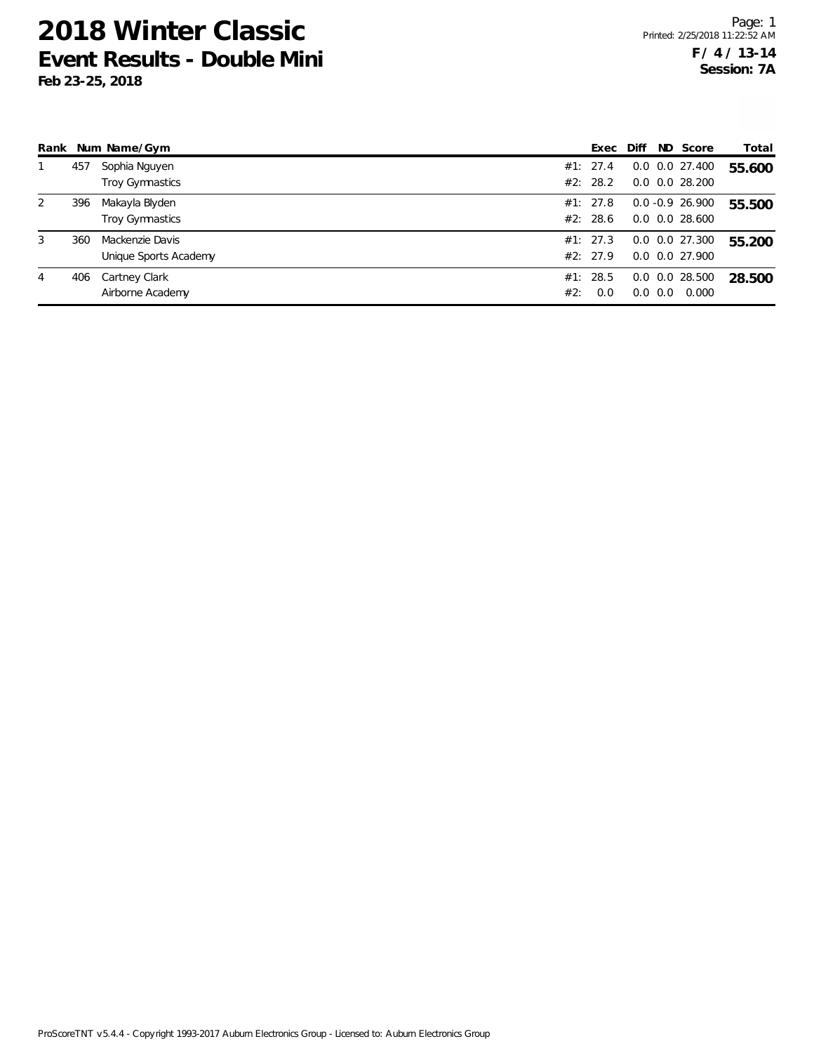# 2018 Winter Classic

## Event Results - Double Mini

**Feb 23-25, 2018**

Page: 1
Printed: 2/25/2018 11:22:52 AM

**F / 4 / 13-14**
**Session: 7A**

| Rank | Num | Name/Gym | | Exec | Diff | ND | Score | Total |
|---|---|---|---|---|---|---|---|---|
| 1 | 457 | Sophia Nguyen | #1: | 27.4 | 0.0 | 0.0 | 27.400 | **55.600** |
| | | Troy Gymnastics | #2: | 28.2 | 0.0 | 0.0 | 28.200 | |
| 2 | 396 | Makayla Blyden | #1: | 27.8 | 0.0 | -0.9 | 26.900 | **55.500** |
| | | Troy Gymnastics | #2: | 28.6 | 0.0 | 0.0 | 28.600 | |
| 3 | 360 | Mackenzie Davis | #1: | 27.3 | 0.0 | 0.0 | 27.300 | **55.200** |
| | | Unique Sports Academy | #2: | 27.9 | 0.0 | 0.0 | 27.900 | |
| 4 | 406 | Cartney Clark | #1: | 28.5 | 0.0 | 0.0 | 28.500 | **28.500** |
| | | Airborne Academy | #2: | 0.0 | 0.0 | 0.0 | 0.000 | |

ProScoreTNT v5.4.4 - Copyright 1993-2017 Auburn Electronics Group - Licensed to: Auburn Electronics Group